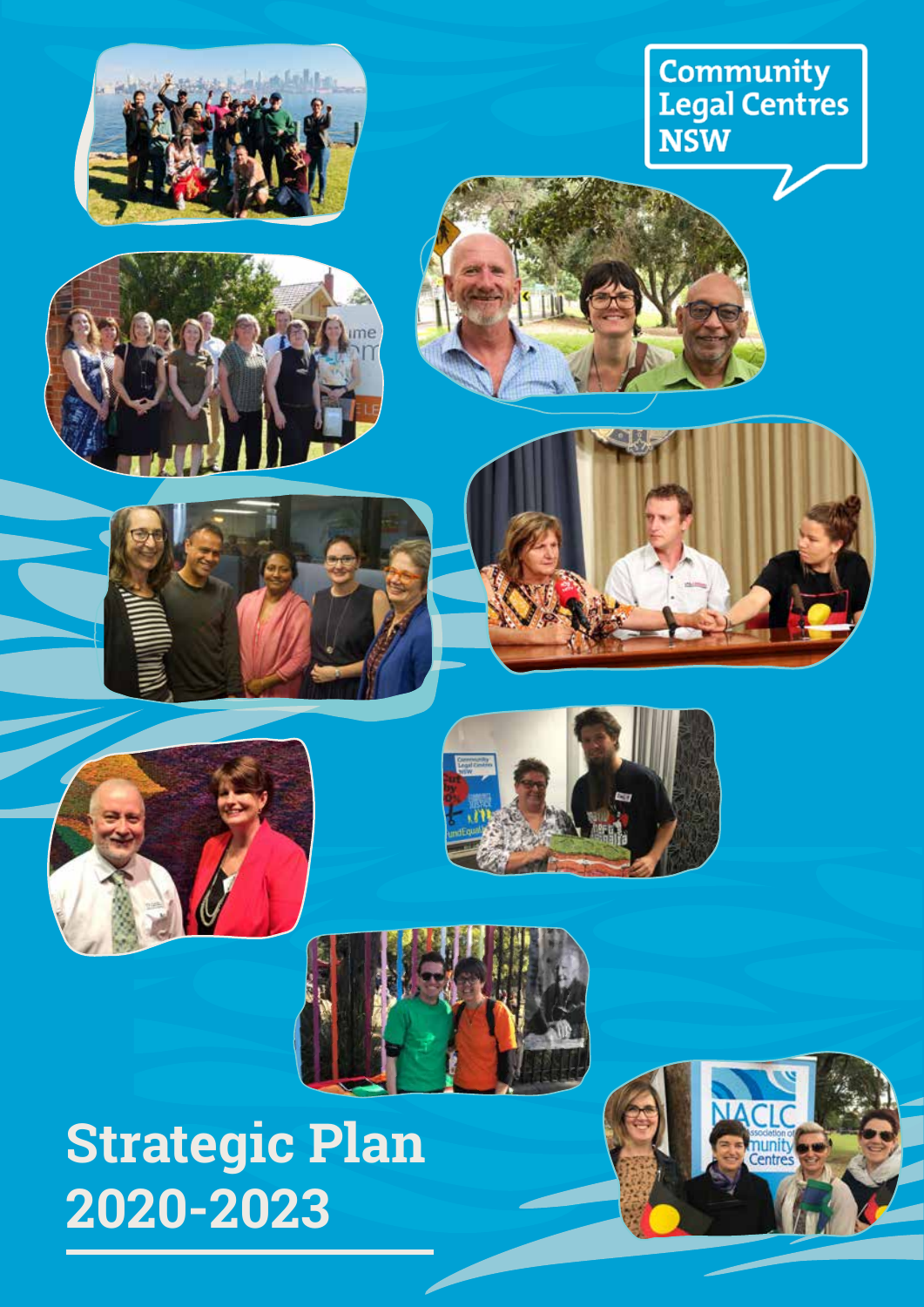Community Legal Centres NSW

# Strategic Plan 2020-2023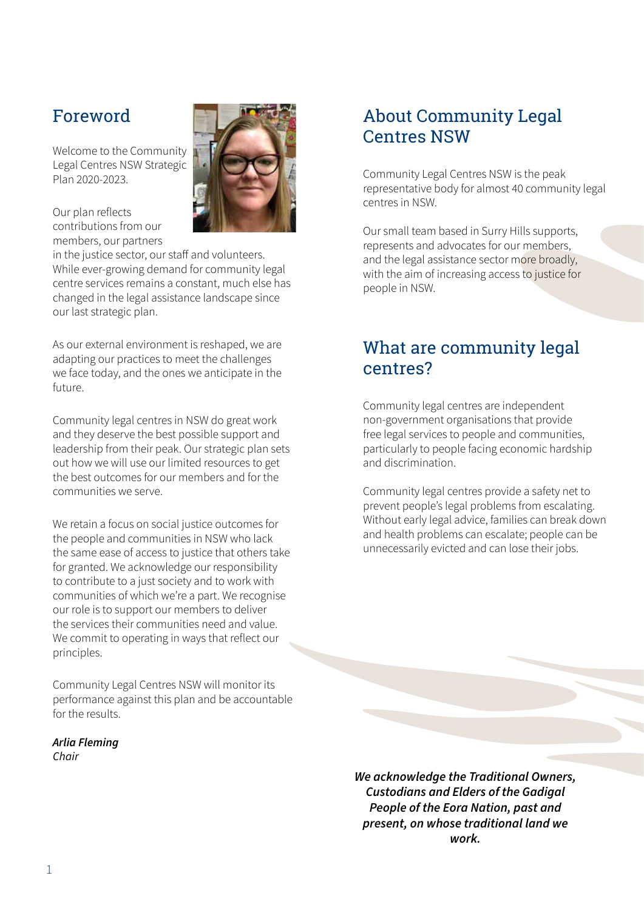## Foreword

Welcome to the Community Legal Centres NSW Strategic Plan 2020-2023.

Our plan reflects contributions from our members, our partners in the justice sector, our staff and volunteers. While ever-growing demand for community legal centre services remains a constant, much else has changed in the legal assistance landscape since our last strategic plan.

As our external environment is reshaped, we are adapting our practices to meet the challenges we face today, and the ones we anticipate in the future.

Community legal centres in NSW do great work and they deserve the best possible support and leadership from their peak. Our strategic plan sets out how we will use our limited resources to get the best outcomes for our members and for the communities we serve.

We retain a focus on social justice outcomes for the people and communities in NSW who lack the same ease of access to justice that others take for granted. We acknowledge our responsibility to contribute to a just society and to work with communities of which we're a part. We recognise our role is to support our members to deliver the services their communities need and value. We commit to operating in ways that reflect our principles.

Community Legal Centres NSW will monitor its performance against this plan and be accountable for the results.

***Arlia Fleming***
*Chair*

## About Community Legal Centres NSW

Community Legal Centres NSW is the peak representative body for almost 40 community legal centres in NSW.

Our small team based in Surry Hills supports, represents and advocates for our members, and the legal assistance sector more broadly, with the aim of increasing access to justice for people in NSW.

## What are community legal centres?

Community legal centres are independent non-government organisations that provide free legal services to people and communities, particularly to people facing economic hardship and discrimination.

Community legal centres provide a safety net to prevent people's legal problems from escalating. Without early legal advice, families can break down and health problems can escalate; people can be unnecessarily evicted and can lose their jobs.

***We acknowledge the Traditional Owners, Custodians and Elders of the Gadigal People of the Eora Nation, past and present, on whose traditional land we work.***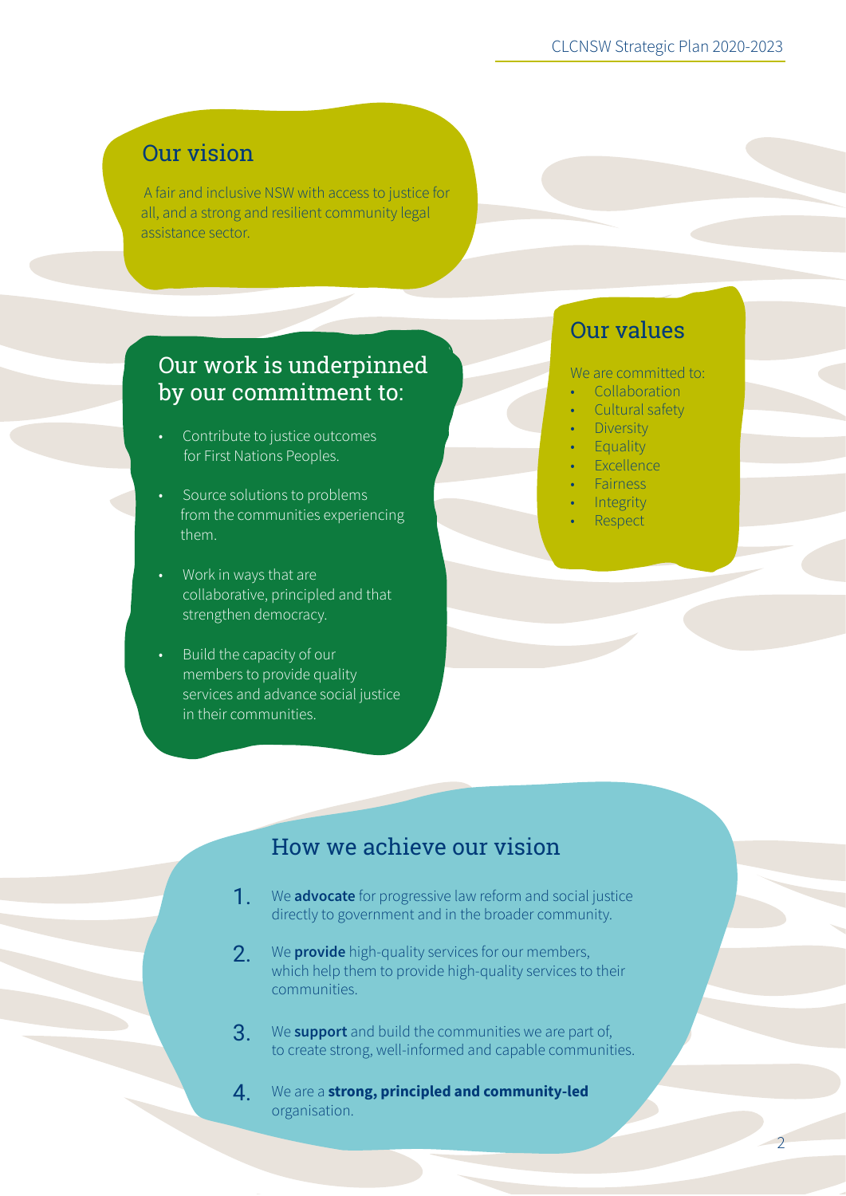## Our vision

A fair and inclusive NSW with access to justice for all, and a strong and resilient community legal assistance sector.

## Our work is underpinned by our commitment to:

- Contribute to justice outcomes for First Nations Peoples.
- Source solutions to problems from the communities experiencing them.
- Work in ways that are collaborative, principled and that strengthen democracy.
- Build the capacity of our members to provide quality services and advance social justice in their communities.

## Our values

We are committed to:

- Collaboration
- Cultural safety
- Diversity
- Equality
- Excellence
- Fairness
- Integrity
- Respect

## How we achieve our vision

1. We **advocate** for progressive law reform and social justice directly to government and in the broader community.
2. We **provide** high-quality services for our members, which help them to provide high-quality services to their communities.
3. We **support** and build the communities we are part of, to create strong, well-informed and capable communities.
4. We are a **strong, principled and community-led** organisation.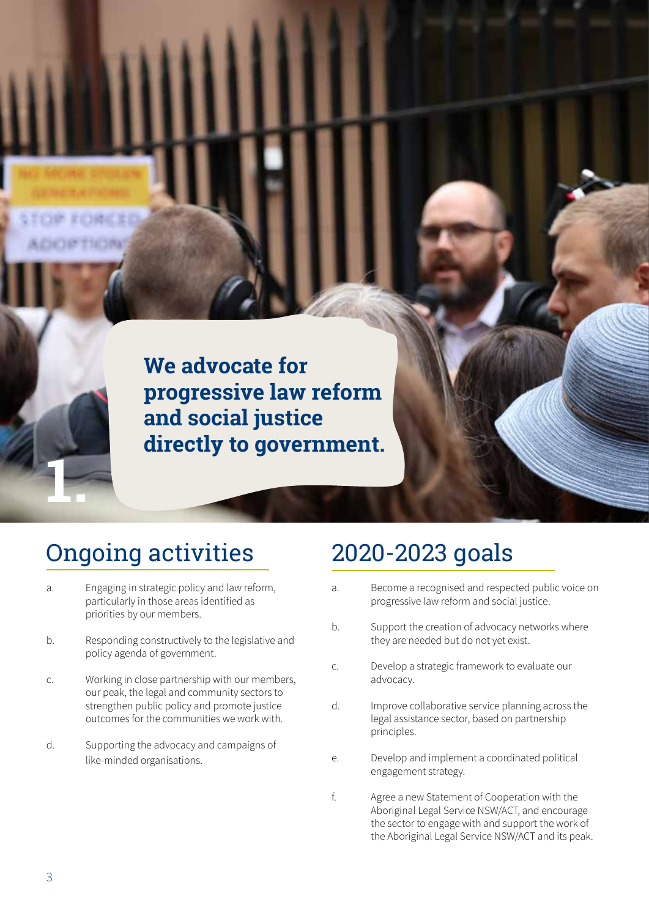**We advocate for progressive law reform and social justice directly to government.**

1.

## Ongoing activities

a. Engaging in strategic policy and law reform, particularly in those areas identified as priorities by our members.

b. Responding constructively to the legislative and policy agenda of government.

c. Working in close partnership with our members, our peak, the legal and community sectors to strengthen public policy and promote justice outcomes for the communities we work with.

d. Supporting the advocacy and campaigns of like-minded organisations.

## 2020-2023 goals

a. Become a recognised and respected public voice on progressive law reform and social justice.

b. Support the creation of advocacy networks where they are needed but do not yet exist.

c. Develop a strategic framework to evaluate our advocacy.

d. Improve collaborative service planning across the legal assistance sector, based on partnership principles.

e. Develop and implement a coordinated political engagement strategy.

f. Agree a new Statement of Cooperation with the Aboriginal Legal Service NSW/ACT, and encourage the sector to engage with and support the work of the Aboriginal Legal Service NSW/ACT and its peak.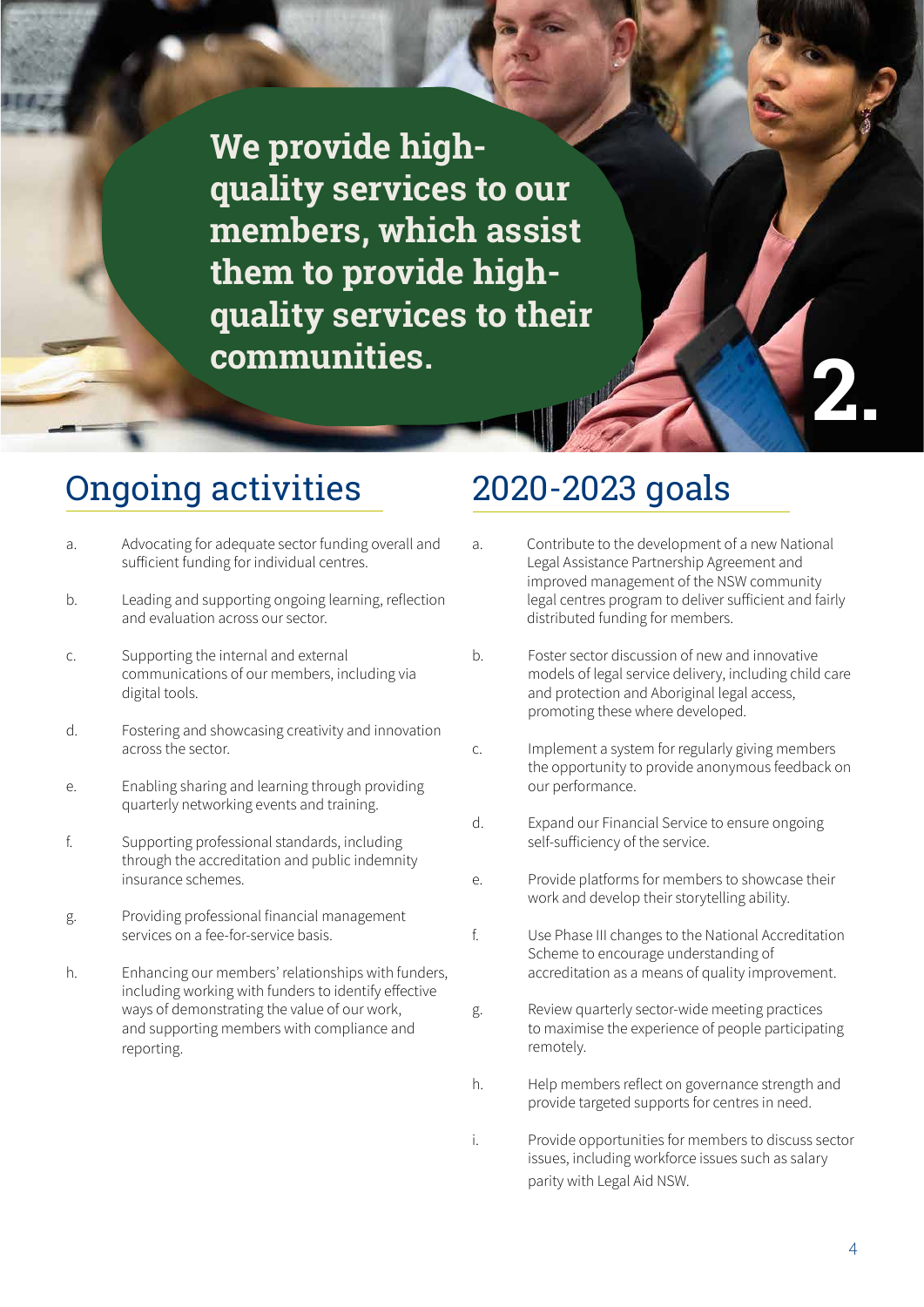# We provide high-quality services to our members, which assist them to provide high-quality services to their communities.

**2.**

## Ongoing activities

a. Advocating for adequate sector funding overall and sufficient funding for individual centres.

b. Leading and supporting ongoing learning, reflection and evaluation across our sector.

c. Supporting the internal and external communications of our members, including via digital tools.

d. Fostering and showcasing creativity and innovation across the sector.

e. Enabling sharing and learning through providing quarterly networking events and training.

f. Supporting professional standards, including through the accreditation and public indemnity insurance schemes.

g. Providing professional financial management services on a fee-for-service basis.

h. Enhancing our members' relationships with funders, including working with funders to identify effective ways of demonstrating the value of our work, and supporting members with compliance and reporting.

## 2020-2023 goals

a. Contribute to the development of a new National Legal Assistance Partnership Agreement and improved management of the NSW community legal centres program to deliver sufficient and fairly distributed funding for members.

b. Foster sector discussion of new and innovative models of legal service delivery, including child care and protection and Aboriginal legal access, promoting these where developed.

c. Implement a system for regularly giving members the opportunity to provide anonymous feedback on our performance.

d. Expand our Financial Service to ensure ongoing self-sufficiency of the service.

e. Provide platforms for members to showcase their work and develop their storytelling ability.

f. Use Phase III changes to the National Accreditation Scheme to encourage understanding of accreditation as a means of quality improvement.

g. Review quarterly sector-wide meeting practices to maximise the experience of people participating remotely.

h. Help members reflect on governance strength and provide targeted supports for centres in need.

i. Provide opportunities for members to discuss sector issues, including workforce issues such as salary parity with Legal Aid NSW.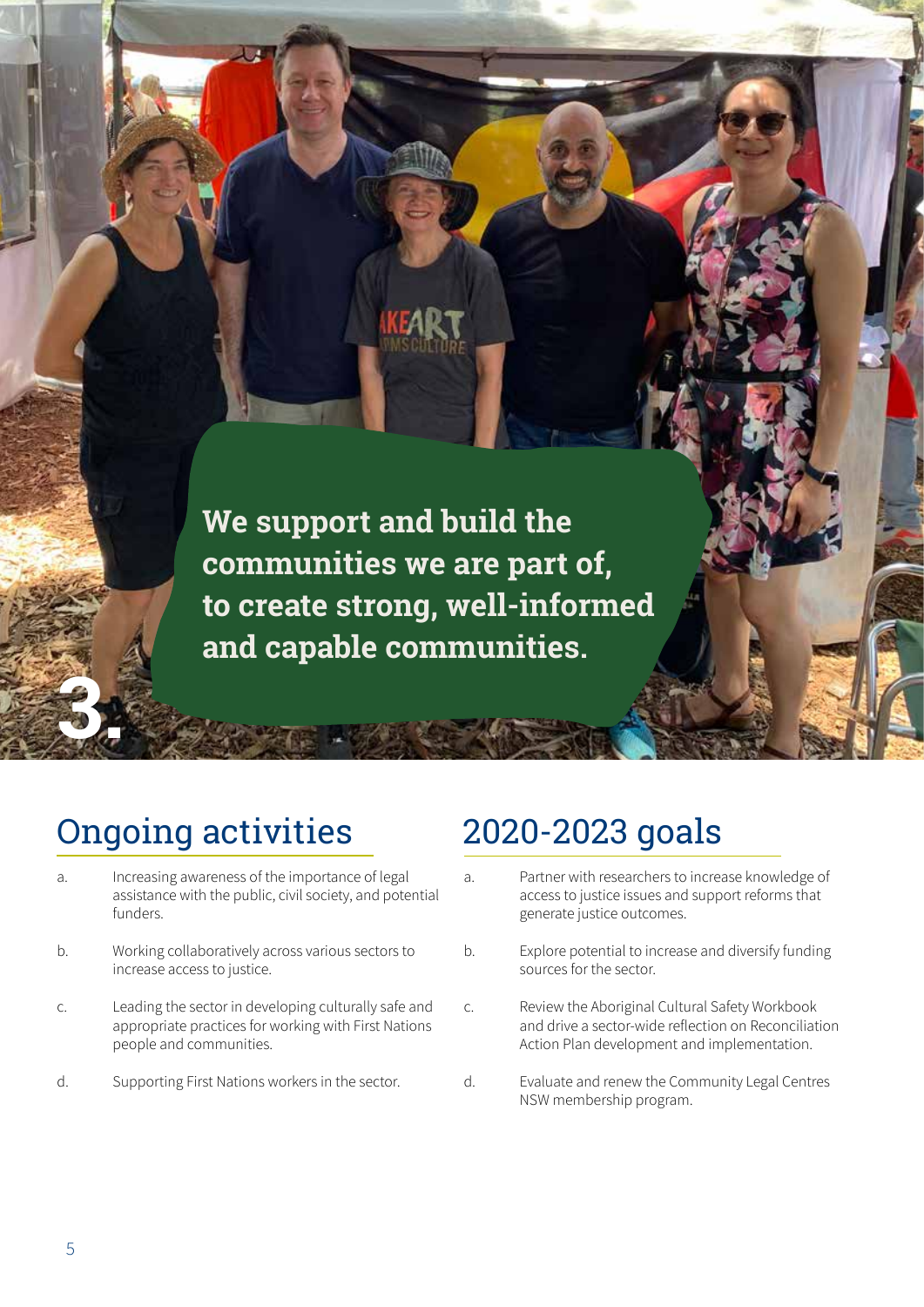**We support and build the communities we are part of, to create strong, well-informed and capable communities.**

**3.**

## Ongoing activities

a. Increasing awareness of the importance of legal assistance with the public, civil society, and potential funders.

b. Working collaboratively across various sectors to increase access to justice.

c. Leading the sector in developing culturally safe and appropriate practices for working with First Nations people and communities.

d. Supporting First Nations workers in the sector.

## 2020-2023 goals

a. Partner with researchers to increase knowledge of access to justice issues and support reforms that generate justice outcomes.

b. Explore potential to increase and diversify funding sources for the sector.

c. Review the Aboriginal Cultural Safety Workbook and drive a sector-wide reflection on Reconciliation Action Plan development and implementation.

d. Evaluate and renew the Community Legal Centres NSW membership program.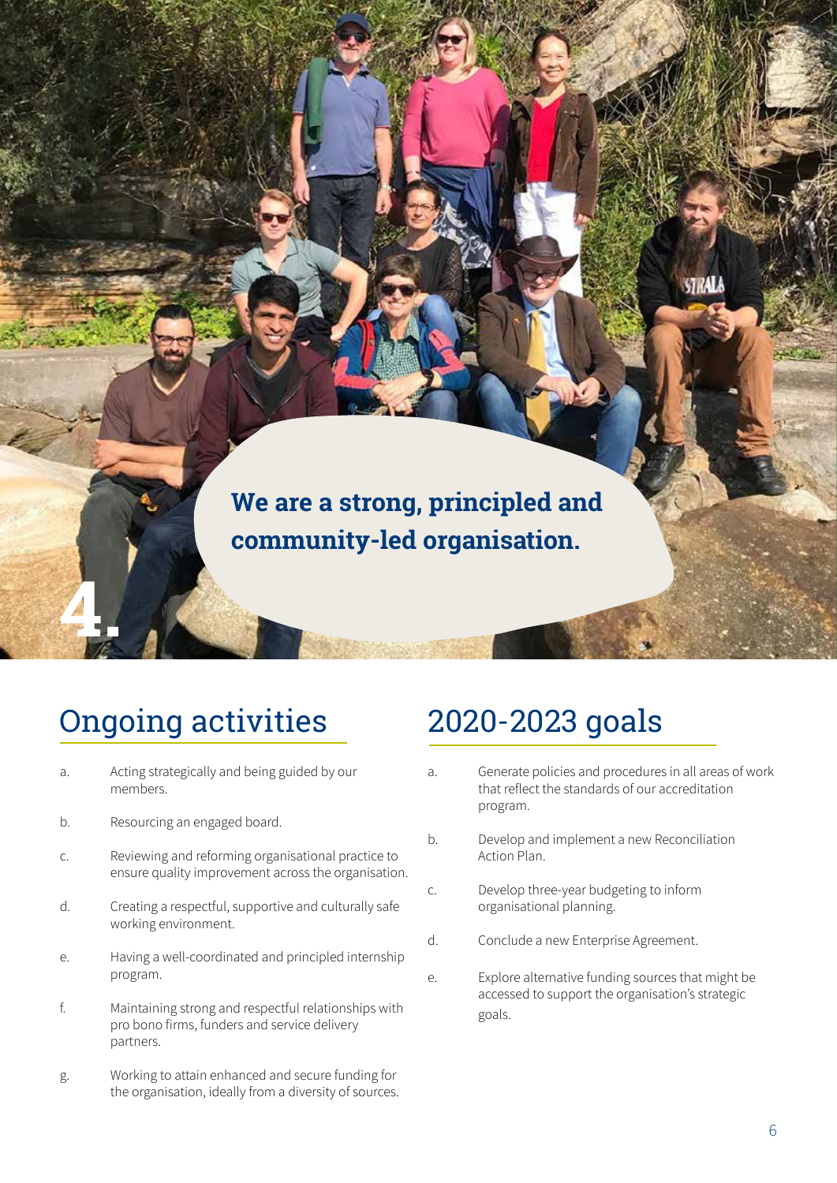**We are a strong, principled and community-led organisation.**

# 4.

## Ongoing activities

a. Acting strategically and being guided by our members.

b. Resourcing an engaged board.

c. Reviewing and reforming organisational practice to ensure quality improvement across the organisation.

d. Creating a respectful, supportive and culturally safe working environment.

e. Having a well-coordinated and principled internship program.

f. Maintaining strong and respectful relationships with pro bono firms, funders and service delivery partners.

g. Working to attain enhanced and secure funding for the organisation, ideally from a diversity of sources.

## 2020-2023 goals

a. Generate policies and procedures in all areas of work that reflect the standards of our accreditation program.

b. Develop and implement a new Reconciliation Action Plan.

c. Develop three-year budgeting to inform organisational planning.

d. Conclude a new Enterprise Agreement.

e. Explore alternative funding sources that might be accessed to support the organisation's strategic goals.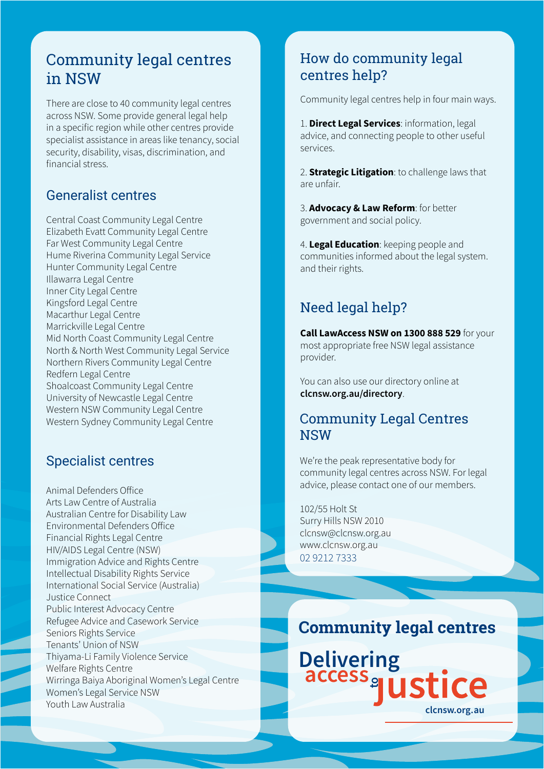## Community legal centres in NSW

There are close to 40 community legal centres across NSW. Some provide general legal help in a specific region while other centres provide specialist assistance in areas like tenancy, social security, disability, visas, discrimination, and financial stress.

### Generalist centres

Central Coast Community Legal Centre
Elizabeth Evatt Community Legal Centre
Far West Community Legal Centre
Hume Riverina Community Legal Service
Hunter Community Legal Centre
Illawarra Legal Centre
Inner City Legal Centre
Kingsford Legal Centre
Macarthur Legal Centre
Marrickville Legal Centre
Mid North Coast Community Legal Centre
North & North West Community Legal Service
Northern Rivers Community Legal Centre
Redfern Legal Centre
Shoalcoast Community Legal Centre
University of Newcastle Legal Centre
Western NSW Community Legal Centre
Western Sydney Community Legal Centre

### Specialist centres

Animal Defenders Office
Arts Law Centre of Australia
Australian Centre for Disability Law
Environmental Defenders Office
Financial Rights Legal Centre
HIV/AIDS Legal Centre (NSW)
Immigration Advice and Rights Centre
Intellectual Disability Rights Service
International Social Service (Australia)
Justice Connect
Public Interest Advocacy Centre
Refugee Advice and Casework Service
Seniors Rights Service
Tenants' Union of NSW
Thiyama-Li Family Violence Service
Welfare Rights Centre
Wirringa Baiya Aboriginal Women's Legal Centre
Women's Legal Service NSW
Youth Law Australia

## How do community legal centres help?

Community legal centres help in four main ways.

1. **Direct Legal Services**: information, legal advice, and connecting people to other useful services.

2. **Strategic Litigation**: to challenge laws that are unfair.

3. **Advocacy & Law Reform**: for better government and social policy.

4. **Legal Education**: keeping people and communities informed about the legal system. and their rights.

## Need legal help?

**Call LawAccess NSW on 1300 888 529** for your most appropriate free NSW legal assistance provider.

You can also use our directory online at **clcnsw.org.au/directory**.

## Community Legal Centres NSW

We're the peak representative body for community legal centres across NSW. For legal advice, please contact one of our members.

102/55 Holt St
Surry Hills NSW 2010
clcnsw@clcnsw.org.au
www.clcnsw.org.au
02 9212 7333

**Community legal centres**

**Delivering access to justice**

clcnsw.org.au